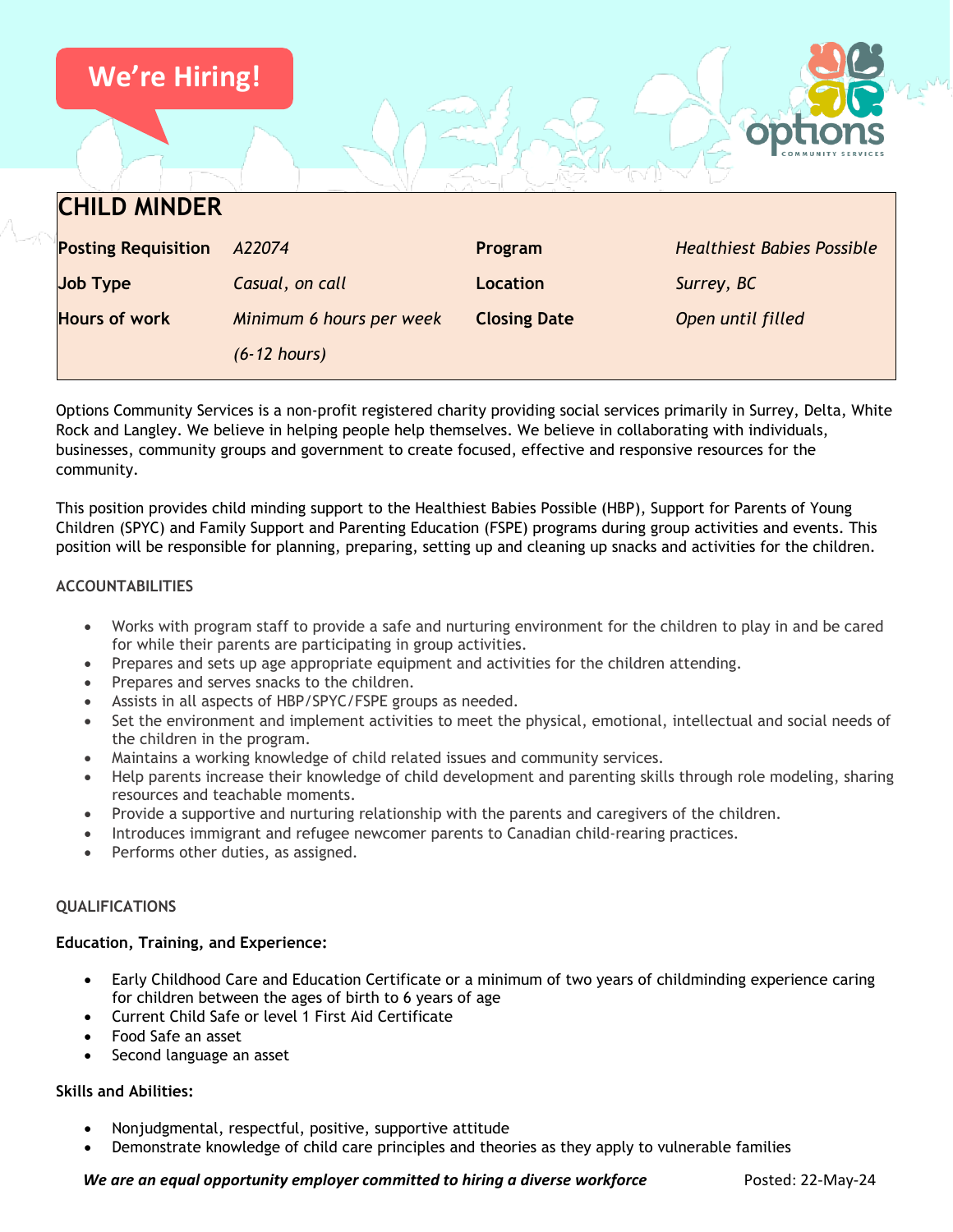We're Hiring!

# CHILD MINDER

| Posting Requisition | *A22074* | Program | *Healthiest Babies Possible* |
|---|---|---|---|
| Job Type | *Casual, on call* | Location | *Surrey, BC* |
| Hours of work | *Minimum 6 hours per week (6-12 hours)* | Closing Date | *Open until filled* |

Options Community Services is a non-profit registered charity providing social services primarily in Surrey, Delta, White Rock and Langley. We believe in helping people help themselves. We believe in collaborating with individuals, businesses, community groups and government to create focused, effective and responsive resources for the community.

This position provides child minding support to the Healthiest Babies Possible (HBP), Support for Parents of Young Children (SPYC) and Family Support and Parenting Education (FSPE) programs during group activities and events. This position will be responsible for planning, preparing, setting up and cleaning up snacks and activities for the children.

## ACCOUNTABILITIES

- Works with program staff to provide a safe and nurturing environment for the children to play in and be cared for while their parents are participating in group activities.
- Prepares and sets up age appropriate equipment and activities for the children attending.
- Prepares and serves snacks to the children.
- Assists in all aspects of HBP/SPYC/FSPE groups as needed.
- Set the environment and implement activities to meet the physical, emotional, intellectual and social needs of the children in the program.
- Maintains a working knowledge of child related issues and community services.
- Help parents increase their knowledge of child development and parenting skills through role modeling, sharing resources and teachable moments.
- Provide a supportive and nurturing relationship with the parents and caregivers of the children.
- Introduces immigrant and refugee newcomer parents to Canadian child-rearing practices.
- Performs other duties, as assigned.

## QUALIFICATIONS

**Education, Training, and Experience:**

- Early Childhood Care and Education Certificate or a minimum of two years of childminding experience caring for children between the ages of birth to 6 years of age
- Current Child Safe or level 1 First Aid Certificate
- Food Safe an asset
- Second language an asset

**Skills and Abilities:**

- Nonjudgmental, respectful, positive, supportive attitude
- Demonstrate knowledge of child care principles and theories as they apply to vulnerable families

***We are an equal opportunity employer committed to hiring a diverse workforce*** Posted: 22-May-24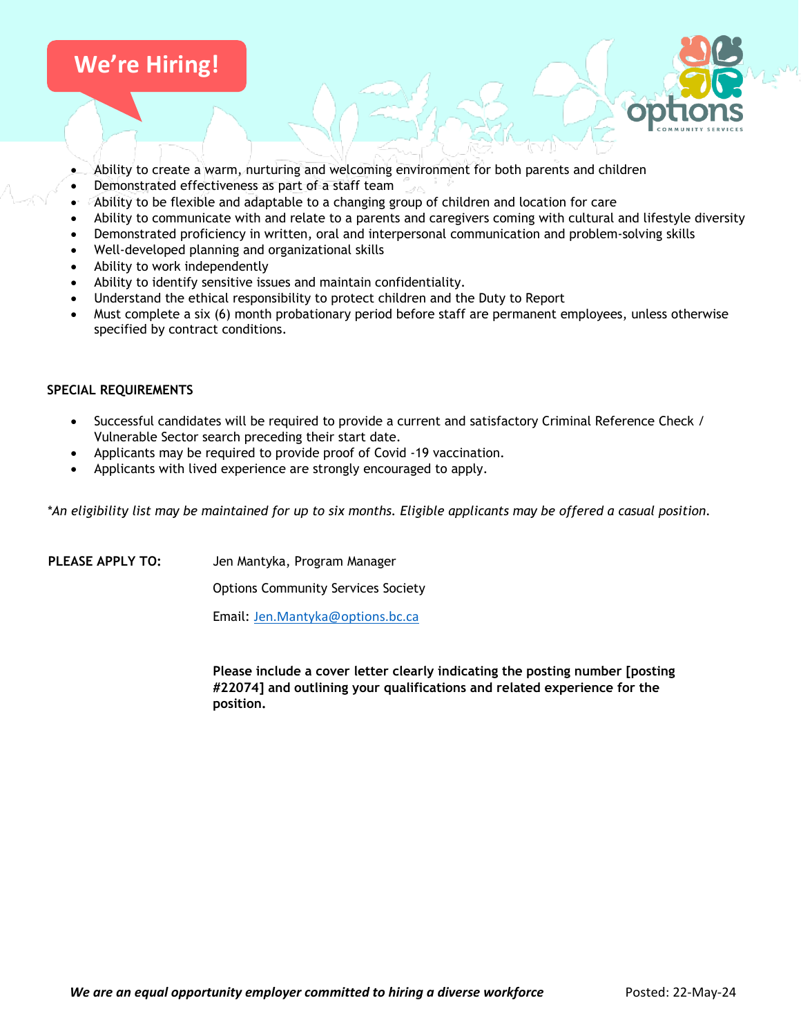**We're Hiring!**

- Ability to create a warm, nurturing and welcoming environment for both parents and children
- Demonstrated effectiveness as part of a staff team
- Ability to be flexible and adaptable to a changing group of children and location for care
- Ability to communicate with and relate to a parents and caregivers coming with cultural and lifestyle diversity
- Demonstrated proficiency in written, oral and interpersonal communication and problem-solving skills
- Well-developed planning and organizational skills
- Ability to work independently
- Ability to identify sensitive issues and maintain confidentiality.
- Understand the ethical responsibility to protect children and the Duty to Report
- Must complete a six (6) month probationary period before staff are permanent employees, unless otherwise specified by contract conditions.

**SPECIAL REQUIREMENTS**

- Successful candidates will be required to provide a current and satisfactory Criminal Reference Check / Vulnerable Sector search preceding their start date.
- Applicants may be required to provide proof of Covid -19 vaccination.
- Applicants with lived experience are strongly encouraged to apply.

*\*An eligibility list may be maintained for up to six months. Eligible applicants may be offered a casual position.*

**PLEASE APPLY TO:** Jen Mantyka, Program Manager

Options Community Services Society

Email: Jen.Mantyka@options.bc.ca

**Please include a cover letter clearly indicating the posting number [posting #22074] and outlining your qualifications and related experience for the position.**

***We are an equal opportunity employer committed to hiring a diverse workforce***

Posted: 22-May-24